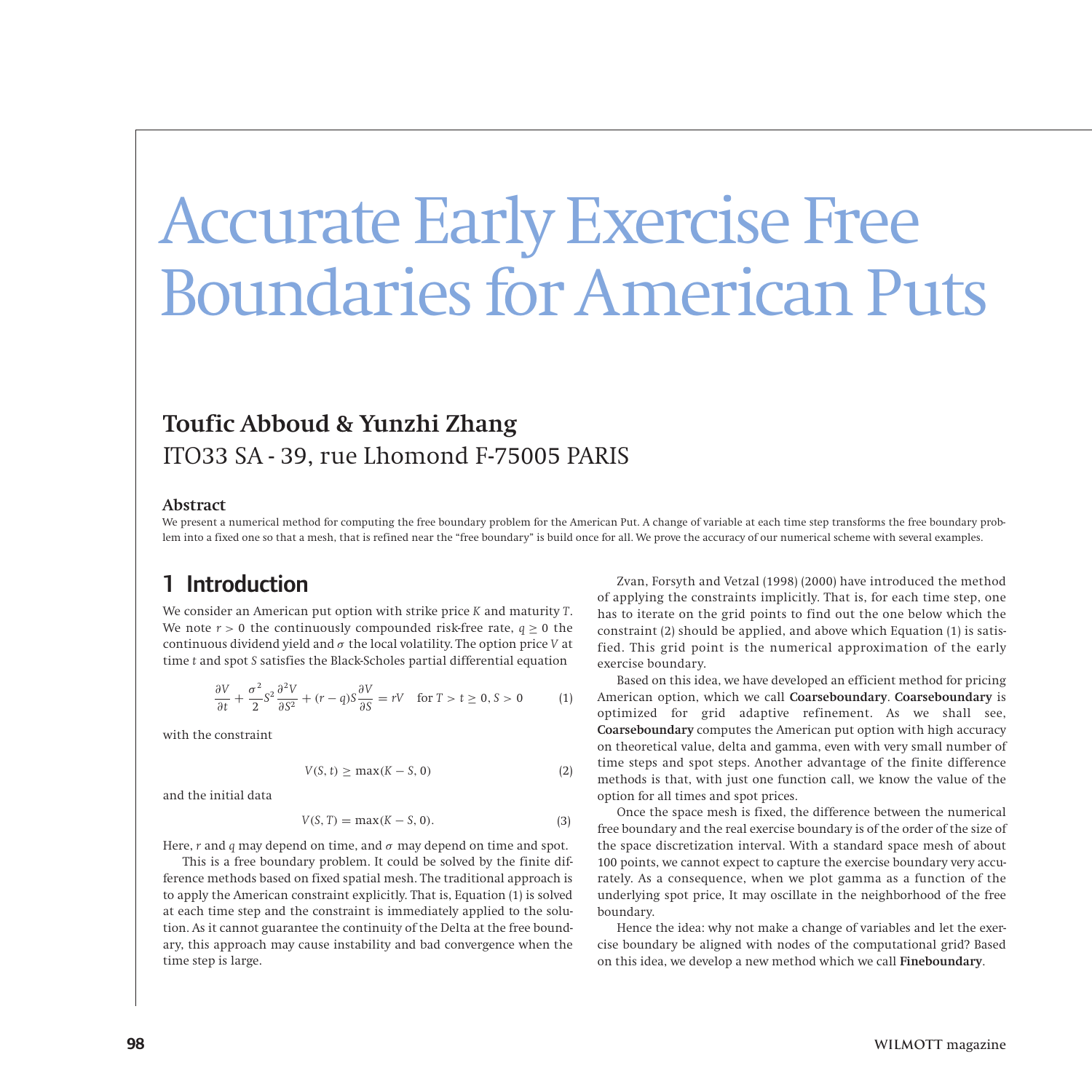# Accurate Early Exercise Free Boundaries for American Puts

## Toufic Abboud & Yunzhi Zhang

ITO33 SA - 39, rue Lhomond F-75005 PARIS

### Abstract

We present a numerical method for computing the free boundary problem for the American Put. A change of variable at each time step transforms the free boundary problem into a fixed one so that a mesh, that is refined near the "free boundary" is build once for all. We prove the accuracy of our numerical scheme with several examples.

## 1 Introduction

We consider an American put option with strike price $K$ and maturity $T$. We note $r > 0$ the continuously compounded risk-free rate, $q \geq 0$ the continuous dividend yield and $\sigma$ the local volatility. The option price $V$ at time $t$ and spot $S$ satisfies the Black-Scholes partial differential equation

$$\frac{\partial V}{\partial t} + \frac{\sigma^2}{2} S^2 \frac{\partial^2 V}{\partial S^2} + (r - q) S \frac{\partial V}{\partial S} = rV \quad \text{for } T > t \geq 0, S > 0 \tag{1}$$

with the constraint

$$V(S, t) \geq \max(K - S, 0) \tag{2}$$

and the initial data

$$V(S, T) = \max(K - S, 0). \tag{3}$$

Here, $r$ and $q$ may depend on time, and $\sigma$ may depend on time and spot.

This is a free boundary problem. It could be solved by the finite difference methods based on fixed spatial mesh. The traditional approach is to apply the American constraint explicitly. That is, Equation (1) is solved at each time step and the constraint is immediately applied to the solution. As it cannot guarantee the continuity of the Delta at the free boundary, this approach may cause instability and bad convergence when the time step is large.

Zvan, Forsyth and Vetzal (1998) (2000) have introduced the method of applying the constraints implicitly. That is, for each time step, one has to iterate on the grid points to find out the one below which the constraint (2) should be applied, and above which Equation (1) is satisfied. This grid point is the numerical approximation of the early exercise boundary.

Based on this idea, we have developed an efficient method for pricing American option, which we call **Coarseboundary**. **Coarseboundary** is optimized for grid adaptive refinement. As we shall see, **Coarseboundary** computes the American put option with high accuracy on theoretical value, delta and gamma, even with very small number of time steps and spot steps. Another advantage of the finite difference methods is that, with just one function call, we know the value of the option for all times and spot prices.

Once the space mesh is fixed, the difference between the numerical free boundary and the real exercise boundary is of the order of the size of the space discretization interval. With a standard space mesh of about 100 points, we cannot expect to capture the exercise boundary very accurately. As a consequence, when we plot gamma as a function of the underlying spot price, It may oscillate in the neighborhood of the free boundary.

Hence the idea: why not make a change of variables and let the exercise boundary be aligned with nodes of the computational grid? Based on this idea, we develop a new method which we call **Fineboundary**.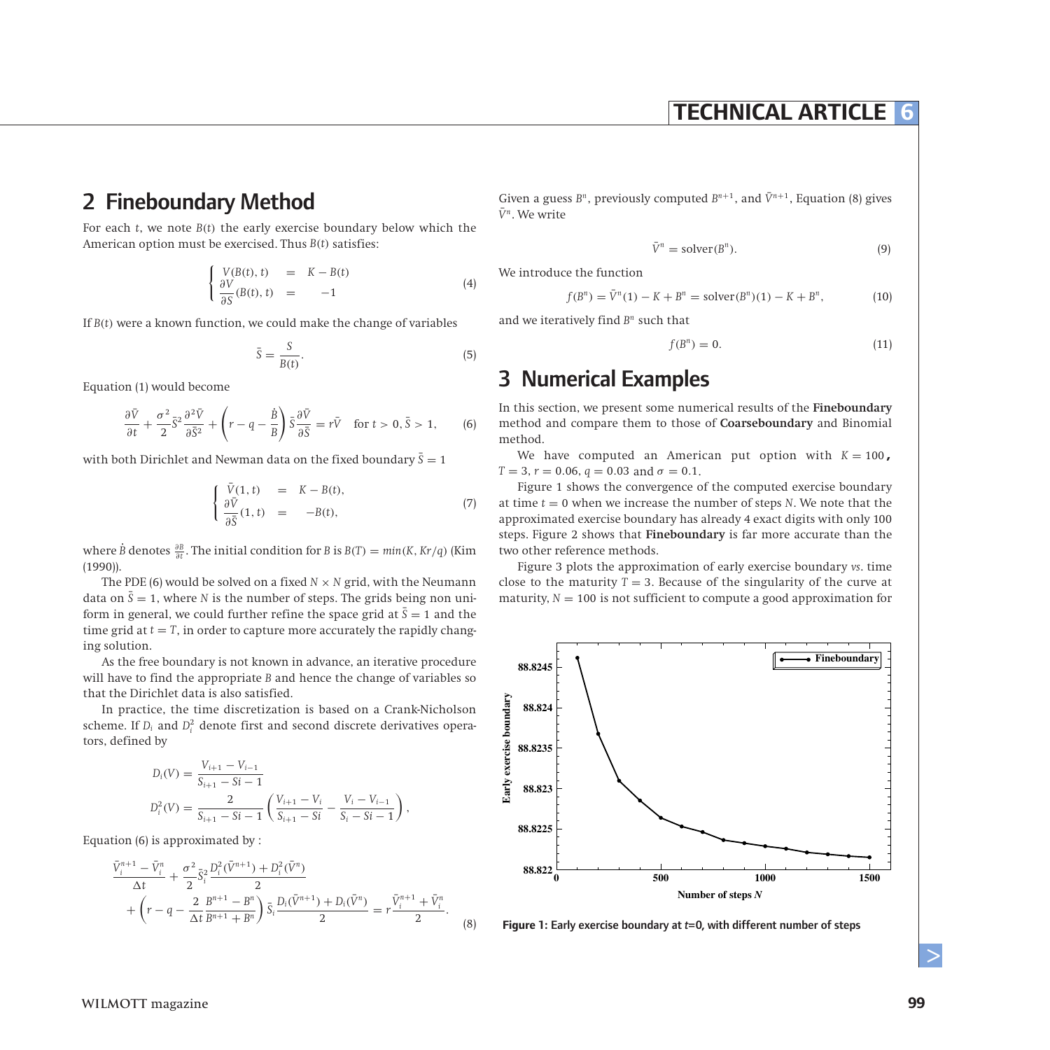## 2 Fineboundary Method

For each $t$, we note $B(t)$ the early exercise boundary below which the American option must be exercised. Thus $B(t)$ satisfies:

$$\begin{cases} V(B(t), t) &= K - B(t) \\ \dfrac{\partial V}{\partial S}(B(t), t) &= \quad -1 \end{cases} \tag{4}$$

If $B(t)$ were a known function, we could make the change of variables

$$\bar{S} = \frac{S}{B(t)}. \tag{5}$$

Equation (1) would become

$$\frac{\partial \bar{V}}{\partial t} + \frac{\sigma^2}{2}\bar{S}^2 \frac{\partial^2 \bar{V}}{\partial \bar{S}^2} + \left(r - q - \frac{\dot{B}}{B}\right)\bar{S}\frac{\partial \bar{V}}{\partial \bar{S}} = r\bar{V} \quad \text{for } t > 0, \bar{S} > 1, \tag{6}$$

with both Dirichlet and Newman data on the fixed boundary $\bar{S} = 1$

$$\begin{cases} \bar{V}(1, t) &= K - B(t), \\ \dfrac{\partial \bar{V}}{\partial \bar{S}}(1, t) &= \quad -B(t), \end{cases} \tag{7}$$

where $\dot{B}$ denotes $\frac{\partial B}{\partial t}$. The initial condition for $B$ is $B(T) = min(K, Kr/q)$ (Kim (1990)).

The PDE (6) would be solved on a fixed $N \times N$ grid, with the Neumann data on $\bar{S} = 1$, where $N$ is the number of steps. The grids being non uniform in general, we could further refine the space grid at $\bar{S} = 1$ and the time grid at $t = T$, in order to capture more accurately the rapidly changing solution.

As the free boundary is not known in advance, an iterative procedure will have to find the appropriate $B$ and hence the change of variables so that the Dirichlet data is also satisfied.

In practice, the time discretization is based on a Crank-Nicholson scheme. If $D_i$ and $D_i^2$ denote first and second discrete derivatives operators, defined by

$$D_i(V) = \frac{V_{i+1} - V_{i-1}}{S_{i+1} - Si - 1}$$

$$D_i^2(V) = \frac{2}{S_{i+1} - Si - 1}\left(\frac{V_{i+1} - V_i}{S_{i+1} - Si} - \frac{V_i - V_{i-1}}{S_i - Si - 1}\right),$$

Equation (6) is approximated by :

$$\frac{\bar{V}_i^{n+1} - \bar{V}_i^n}{\Delta t} + \frac{\sigma^2}{2}\bar{S}_i^2 \frac{D_i^2(\bar{V}^{n+1}) + D_i^2(\bar{V}^n)}{2} + \left(r - q - \frac{2}{\Delta t}\frac{B^{n+1} - B^n}{B^{n+1} + B^n}\right)\bar{S}_i \frac{D_i(\bar{V}^{n+1}) + D_i(\bar{V}^n)}{2} = r\frac{\bar{V}_i^{n+1} + \bar{V}_i^n}{2}. \tag{8}$$

Given a guess $B^n$, previously computed $B^{n+1}$, and $\bar{V}^{n+1}$, Equation (8) gives $\bar{V}^n$. We write

$$\bar{V}^n = \text{solver}(B^n). \tag{9}$$

We introduce the function

$$f(B^n) = \bar{V}^n(1) - K + B^n = \text{solver}(B^n)(1) - K + B^n, \tag{10}$$

and we iteratively find $B^n$ such that

$$f(B^n) = 0. \tag{11}$$

## 3 Numerical Examples

In this section, we present some numerical results of the **Fineboundary** method and compare them to those of **Coarseboundary** and Binomial method.

We have computed an American put option with $K = 100$, $T = 3$, $r = 0.06$, $q = 0.03$ and $\sigma = 0.1$.

Figure 1 shows the convergence of the computed exercise boundary at time $t = 0$ when we increase the number of steps $N$. We note that the approximated exercise boundary has already 4 exact digits with only 100 steps. Figure 2 shows that **Fineboundary** is far more accurate than the two other reference methods.

Figure 3 plots the approximation of early exercise boundary *vs*. time close to the maturity $T = 3$. Because of the singularity of the curve at maturity, $N = 100$ is not sufficient to compute a good approximation for

**Figure 1:** Early exercise boundary at $t$=0, with different number of steps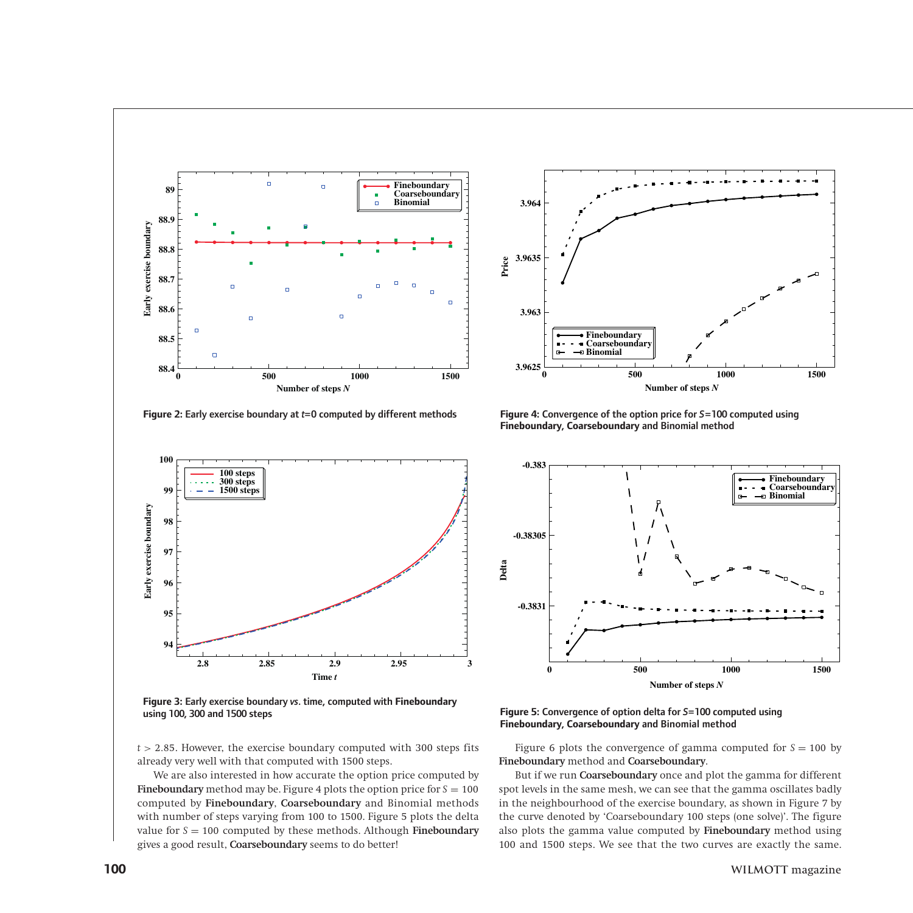Figure 2: Early exercise boundary at $t$=0 computed by different methods

Figure 4: Convergence of the option price for $S$=100 computed using **Fineboundary**, **Coarseboundary** and Binomial method

Figure 3: Early exercise boundary *vs.* time, computed with **Fineboundary** using 100, 300 and 1500 steps

Figure 5: Convergence of option delta for $S$=100 computed using **Fineboundary**, **Coarseboundary** and Binomial method

$t > 2.85$. However, the exercise boundary computed with 300 steps fits already very well with that computed with 1500 steps.

We are also interested in how accurate the option price computed by **Fineboundary** method may be. Figure 4 plots the option price for $S = 100$ computed by **Fineboundary**, **Coarseboundary** and Binomial methods with number of steps varying from 100 to 1500. Figure 5 plots the delta value for $S = 100$ computed by these methods. Although **Fineboundary** gives a good result, **Coarseboundary** seems to do better!

Figure 6 plots the convergence of gamma computed for $S = 100$ by **Fineboundary** method and **Coarseboundary**.

But if we run **Coarseboundary** once and plot the gamma for different spot levels in the same mesh, we can see that the gamma oscillates badly in the neighbourhood of the exercise boundary, as shown in Figure 7 by the curve denoted by 'Coarseboundary 100 steps (one solve)'. The figure also plots the gamma value computed by **Fineboundary** method using 100 and 1500 steps. We see that the two curves are exactly the same.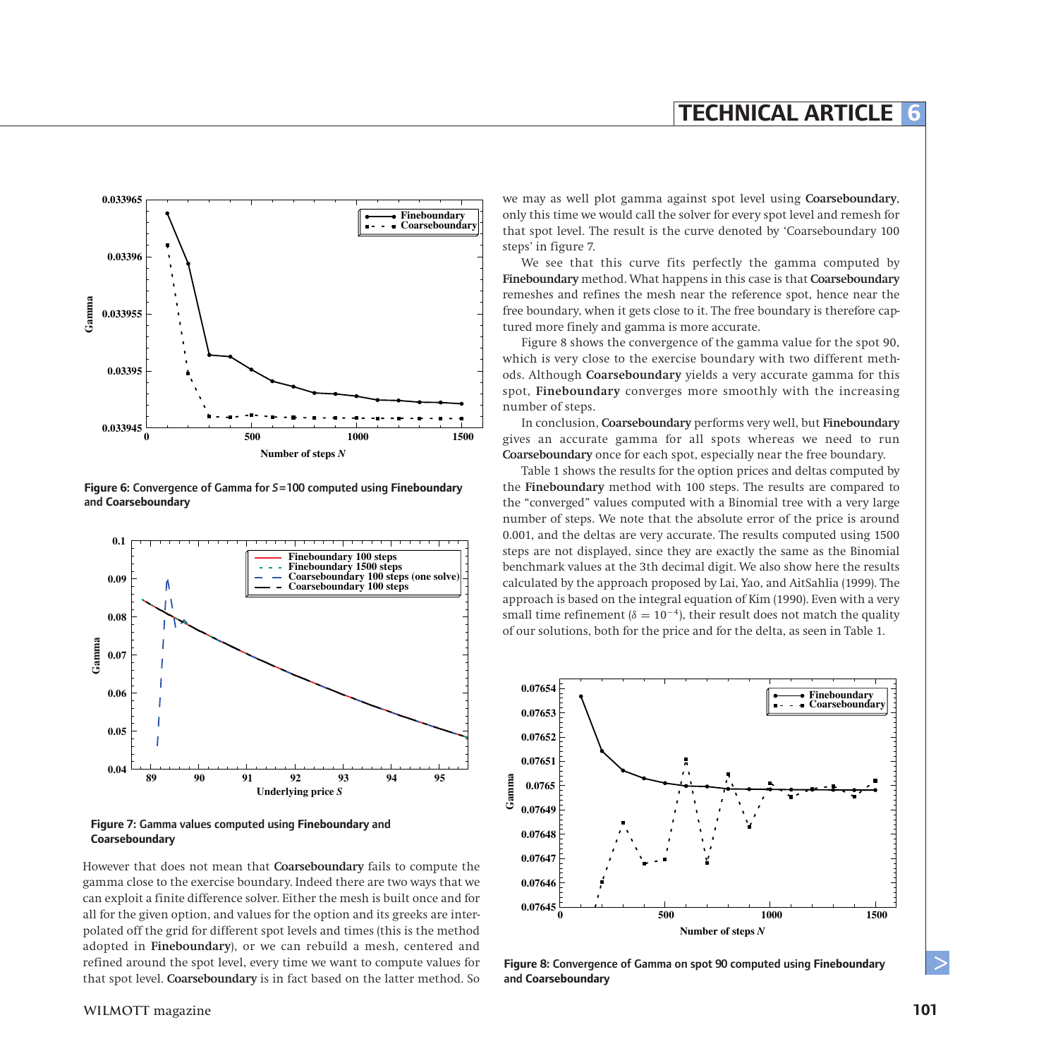Figure 6: Convergence of Gamma for $S$=100 computed using **Fineboundary** and **Coarseboundary**

Figure 7: Gamma values computed using **Fineboundary** and **Coarseboundary**

However that does not mean that **Coarseboundary** fails to compute the gamma close to the exercise boundary. Indeed there are two ways that we can exploit a finite difference solver. Either the mesh is built once and for all for the given option, and values for the option and its greeks are interpolated off the grid for different spot levels and times (this is the method adopted in **Fineboundary**), or we can rebuild a mesh, centered and refined around the spot level, every time we want to compute values for that spot level. **Coarseboundary** is in fact based on the latter method. So we may as well plot gamma against spot level using **Coarseboundary**, only this time we would call the solver for every spot level and remesh for that spot level. The result is the curve denoted by 'Coarseboundary 100 steps' in figure 7.

We see that this curve fits perfectly the gamma computed by **Fineboundary** method. What happens in this case is that **Coarseboundary** remeshes and refines the mesh near the reference spot, hence near the free boundary, when it gets close to it. The free boundary is therefore captured more finely and gamma is more accurate.

Figure 8 shows the convergence of the gamma value for the spot 90, which is very close to the exercise boundary with two different methods. Although **Coarseboundary** yields a very accurate gamma for this spot, **Fineboundary** converges more smoothly with the increasing number of steps.

In conclusion, **Coarseboundary** performs very well, but **Fineboundary** gives an accurate gamma for all spots whereas we need to run **Coarseboundary** once for each spot, especially near the free boundary.

Table 1 shows the results for the option prices and deltas computed by the **Fineboundary** method with 100 steps. The results are compared to the "converged" values computed with a Binomial tree with a very large number of steps. We note that the absolute error of the price is around 0.001, and the deltas are very accurate. The results computed using 1500 steps are not displayed, since they are exactly the same as the Binomial benchmark values at the 3th decimal digit. We also show here the results calculated by the approach proposed by Lai, Yao, and AitSahlia (1999). The approach is based on the integral equation of Kim (1990). Even with a very small time refinement ($\delta = 10^{-4}$), their result does not match the quality of our solutions, both for the price and for the delta, as seen in Table 1.

Figure 8: Convergence of Gamma on spot 90 computed using **Fineboundary** and **Coarseboundary**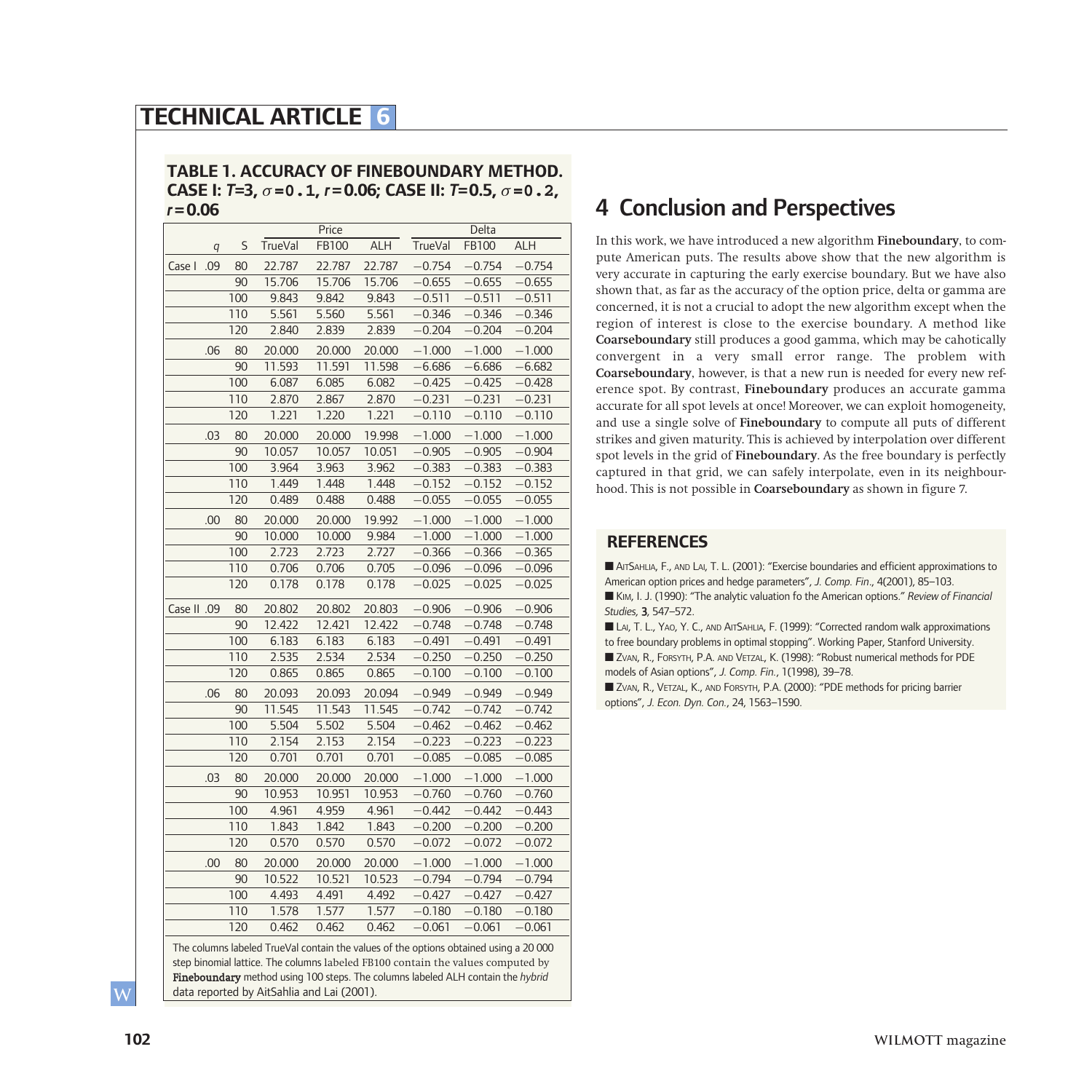**TABLE 1. ACCURACY OF FINEBOUNDARY METHOD. CASE I: $T$=3, $\sigma = 0.1$, $r = 0.06$; CASE II: $T$=0.5, $\sigma = 0.2$, $r = 0.06$**

| | | | Price | | | Delta | | |
|---|---|---|---|---|---|---|---|---|
| | $q$ | S | TrueVal | FB100 | ALH | TrueVal | FB100 | ALH |
| Case I | .09 | 80 | 22.787 | 22.787 | 22.787 | −0.754 | −0.754 | −0.754 |
| | | 90 | 15.706 | 15.706 | 15.706 | −0.655 | −0.655 | −0.655 |
| | | 100 | 9.843 | 9.842 | 9.843 | −0.511 | −0.511 | −0.511 |
| | | 110 | 5.561 | 5.560 | 5.561 | −0.346 | −0.346 | −0.346 |
| | | 120 | 2.840 | 2.839 | 2.839 | −0.204 | −0.204 | −0.204 |
| | .06 | 80 | 20.000 | 20.000 | 20.000 | −1.000 | −1.000 | −1.000 |
| | | 90 | 11.593 | 11.591 | 11.598 | −6.686 | −6.686 | −6.682 |
| | | 100 | 6.087 | 6.085 | 6.082 | −0.425 | −0.425 | −0.428 |
| | | 110 | 2.870 | 2.867 | 2.870 | −0.231 | −0.231 | −0.231 |
| | | 120 | 1.221 | 1.220 | 1.221 | −0.110 | −0.110 | −0.110 |
| | .03 | 80 | 20.000 | 20.000 | 19.998 | −1.000 | −1.000 | −1.000 |
| | | 90 | 10.057 | 10.057 | 10.051 | −0.905 | −0.905 | −0.904 |
| | | 100 | 3.964 | 3.963 | 3.962 | −0.383 | −0.383 | −0.383 |
| | | 110 | 1.449 | 1.448 | 1.448 | −0.152 | −0.152 | −0.152 |
| | | 120 | 0.489 | 0.488 | 0.488 | −0.055 | −0.055 | −0.055 |
| | .00 | 80 | 20.000 | 20.000 | 19.992 | −1.000 | −1.000 | −1.000 |
| | | 90 | 10.000 | 10.000 | 9.984 | −1.000 | −1.000 | −1.000 |
| | | 100 | 2.723 | 2.723 | 2.727 | −0.366 | −0.366 | −0.365 |
| | | 110 | 0.706 | 0.706 | 0.705 | −0.096 | −0.096 | −0.096 |
| | | 120 | 0.178 | 0.178 | 0.178 | −0.025 | −0.025 | −0.025 |
| Case II | .09 | 80 | 20.802 | 20.802 | 20.803 | −0.906 | −0.906 | −0.906 |
| | | 90 | 12.422 | 12.421 | 12.422 | −0.748 | −0.748 | −0.748 |
| | | 100 | 6.183 | 6.183 | 6.183 | −0.491 | −0.491 | −0.491 |
| | | 110 | 2.535 | 2.534 | 2.534 | −0.250 | −0.250 | −0.250 |
| | | 120 | 0.865 | 0.865 | 0.865 | −0.100 | −0.100 | −0.100 |
| | .06 | 80 | 20.093 | 20.093 | 20.094 | −0.949 | −0.949 | −0.949 |
| | | 90 | 11.545 | 11.543 | 11.545 | −0.742 | −0.742 | −0.742 |
| | | 100 | 5.504 | 5.502 | 5.504 | −0.462 | −0.462 | −0.462 |
| | | 110 | 2.154 | 2.153 | 2.154 | −0.223 | −0.223 | −0.223 |
| | | 120 | 0.701 | 0.701 | 0.701 | −0.085 | −0.085 | −0.085 |
| | .03 | 80 | 20.000 | 20.000 | 20.000 | −1.000 | −1.000 | −1.000 |
| | | 90 | 10.953 | 10.951 | 10.953 | −0.760 | −0.760 | −0.760 |
| | | 100 | 4.961 | 4.959 | 4.961 | −0.442 | −0.442 | −0.443 |
| | | 110 | 1.843 | 1.842 | 1.843 | −0.200 | −0.200 | −0.200 |
| | | 120 | 0.570 | 0.570 | 0.570 | −0.072 | −0.072 | −0.072 |
| | .00 | 80 | 20.000 | 20.000 | 20.000 | −1.000 | −1.000 | −1.000 |
| | | 90 | 10.522 | 10.521 | 10.523 | −0.794 | −0.794 | −0.794 |
| | | 100 | 4.493 | 4.491 | 4.492 | −0.427 | −0.427 | −0.427 |
| | | 110 | 1.578 | 1.577 | 1.577 | −0.180 | −0.180 | −0.180 |
| | | 120 | 0.462 | 0.462 | 0.462 | −0.061 | −0.061 | −0.061 |

The columns labeled TrueVal contain the values of the options obtained using a 20 000 step binomial lattice. The columns labeled FB100 contain the values computed by **Fineboundary** method using 100 steps. The columns labeled ALH contain the *hybrid* data reported by AitSahlia and Lai (2001).

## 4 Conclusion and Perspectives

In this work, we have introduced a new algorithm **Fineboundary**, to compute American puts. The results above show that the new algorithm is very accurate in capturing the early exercise boundary. But we have also shown that, as far as the accuracy of the option price, delta or gamma are concerned, it is not a crucial to adopt the new algorithm except when the region of interest is close to the exercise boundary. A method like **Coarseboundary** still produces a good gamma, which may be cahotically convergent in a very small error range. The problem with **Coarseboundary**, however, is that a new run is needed for every new reference spot. By contrast, **Fineboundary** produces an accurate gamma accurate for all spot levels at once! Moreover, we can exploit homogeneity, and use a single solve of **Fineboundary** to compute all puts of different strikes and given maturity. This is achieved by interpolation over different spot levels in the grid of **Fineboundary**. As the free boundary is perfectly captured in that grid, we can safely interpolate, even in its neighbourhood. This is not possible in **Coarseboundary** as shown in figure 7.

## REFERENCES

- AITSAHLIA, F., AND LAI, T. L. (2001): "Exercise boundaries and efficient approximations to American option prices and hedge parameters", *J. Comp. Fin*., 4(2001), 85–103.
- KIM, I. J. (1990): "The analytic valuation fo the American options." *Review of Financial Studies,* **3**, 547–572.
- LAI, T. L., YAO, Y. C., AND AITSAHLIA, F. (1999): "Corrected random walk approximations to free boundary problems in optimal stopping". Working Paper, Stanford University.
- ZVAN, R., FORSYTH, P.A. AND VETZAL, K. (1998): "Robust numerical methods for PDE models of Asian options", *J. Comp. Fin.*, 1(1998), 39–78.
- ZVAN, R., VETZAL, K., AND FORSYTH, P.A. (2000): "PDE methods for pricing barrier options", *J. Econ. Dyn. Con.*, 24, 1563–1590.